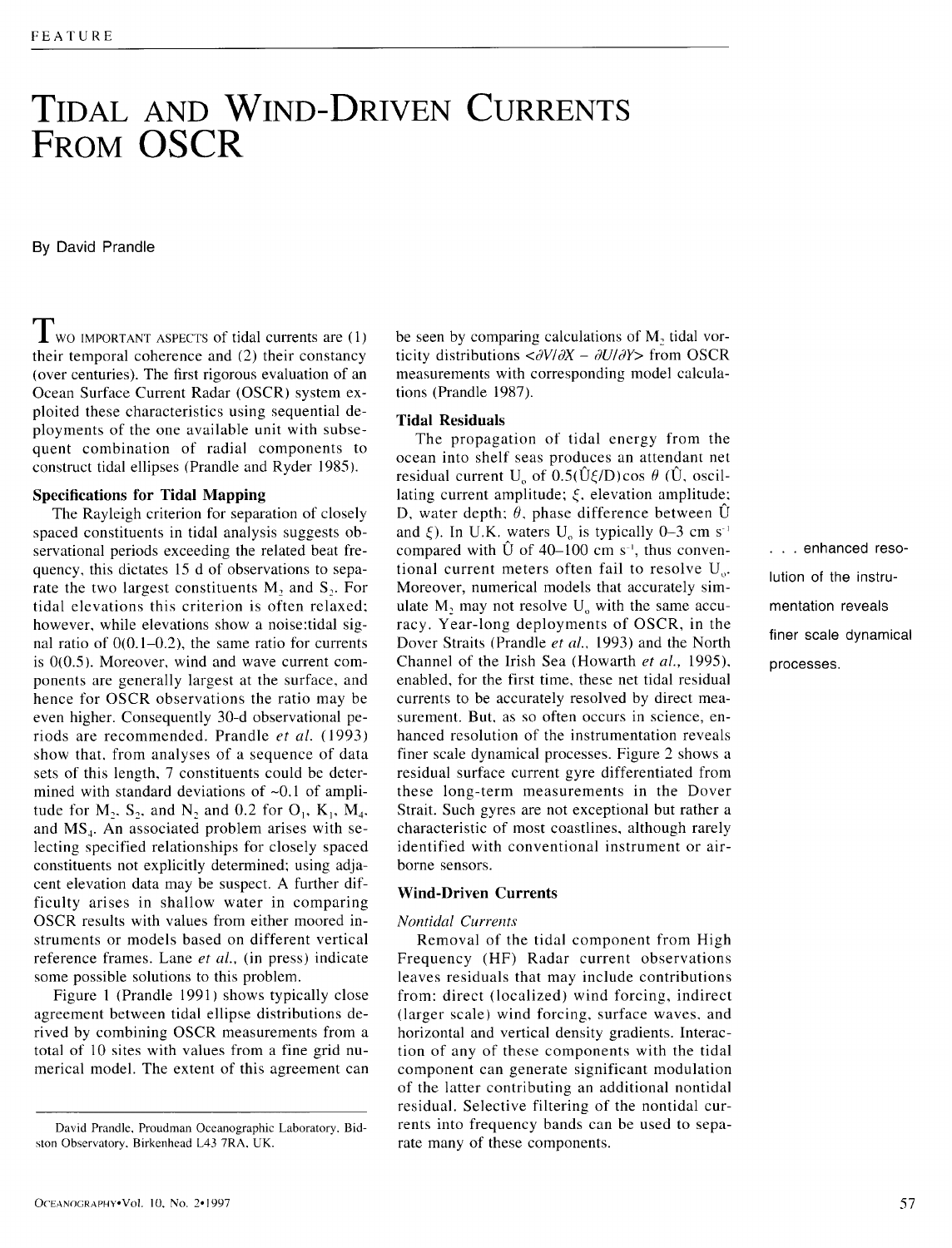# Tidal and Wind-Driven Currents From OSCR

By David Prandle

Two important aspects of tidal currents are (1) their temporal coherence and (2) their constancy (over centuries). The first rigorous evaluation of an Ocean Surface Current Radar (OSCR) system exploited these characteristics using sequential deployments of the one available unit with subsequent combination of radial components to construct tidal ellipses (Prandle and Ryder 1985).

### Specifications for Tidal Mapping

The Rayleigh criterion for separation of closely spaced constituents in tidal analysis suggests observational periods exceeding the related beat frequency, this dictates 15 d of observations to separate the two largest constituents $M_2$ and $S_2$. For tidal elevations this criterion is often relaxed; however, while elevations show a noise:tidal signal ratio of O(0.1–0.2), the same ratio for currents is O(0.5). Moreover, wind and wave current components are generally largest at the surface, and hence for OSCR observations the ratio may be even higher. Consequently 30-d observational periods are recommended. Prandle *et al.* (1993) show that, from analyses of a sequence of data sets of this length, 7 constituents could be determined with standard deviations of ~0.1 of amplitude for $M_2$, $S_2$, and $N_2$ and 0.2 for $O_1$, $K_1$, $M_4$, and $MS_4$. An associated problem arises with selecting specified relationships for closely spaced constituents not explicitly determined; using adjacent elevation data may be suspect. A further difficulty arises in shallow water in comparing OSCR results with values from either moored instruments or models based on different vertical reference frames. Lane *et al.*, (in press) indicate some possible solutions to this problem.

Figure 1 (Prandle 1991) shows typically close agreement between tidal ellipse distributions derived by combining OSCR measurements from a total of 10 sites with values from a fine grid numerical model. The extent of this agreement can be seen by comparing calculations of $M_2$ tidal vorticity distributions $<\partial V/\partial X - \partial U/\partial Y>$ from OSCR measurements with corresponding model calculations (Prandle 1987).

### Tidal Residuals

The propagation of tidal energy from the ocean into shelf seas produces an attendant net residual current $U_o$ of $0.5(\hat{U}\xi/D)\cos\theta$ ($\hat{U}$, oscillating current amplitude; $\xi$, elevation amplitude; D, water depth; $\theta$, phase difference between $\hat{U}$ and $\xi$). In U.K. waters $U_o$ is typically 0–3 cm $s^{-1}$ compared with $\hat{U}$ of 40–100 cm $s^{-1}$, thus conventional current meters often fail to resolve $U_o$. Moreover, numerical models that accurately simulate $M_2$ may not resolve $U_o$ with the same accuracy. Year-long deployments of OSCR, in the Dover Straits (Prandle *et al.*, 1993) and the North Channel of the Irish Sea (Howarth *et al.*, 1995), enabled, for the first time, these net tidal residual currents to be accurately resolved by direct measurement. But, as so often occurs in science, enhanced resolution of the instrumentation reveals finer scale dynamical processes. Figure 2 shows a residual surface current gyre differentiated from these long-term measurements in the Dover Strait. Such gyres are not exceptional but rather a characteristic of most coastlines, although rarely identified with conventional instrument or airborne sensors.

> . . . enhanced resolution of the instrumentation reveals finer scale dynamical processes.

### Wind-Driven Currents

#### *Nontidal Currents*

Removal of the tidal component from High Frequency (HF) Radar current observations leaves residuals that may include contributions from: direct (localized) wind forcing, indirect (larger scale) wind forcing, surface waves, and horizontal and vertical density gradients. Interaction of any of these components with the tidal component can generate significant modulation of the latter contributing an additional nontidal residual. Selective filtering of the nontidal currents into frequency bands can be used to separate many of these components.

---

David Prandle, Proudman Oceanographic Laboratory, Bidston Observatory, Birkenhead L43 7RA, UK.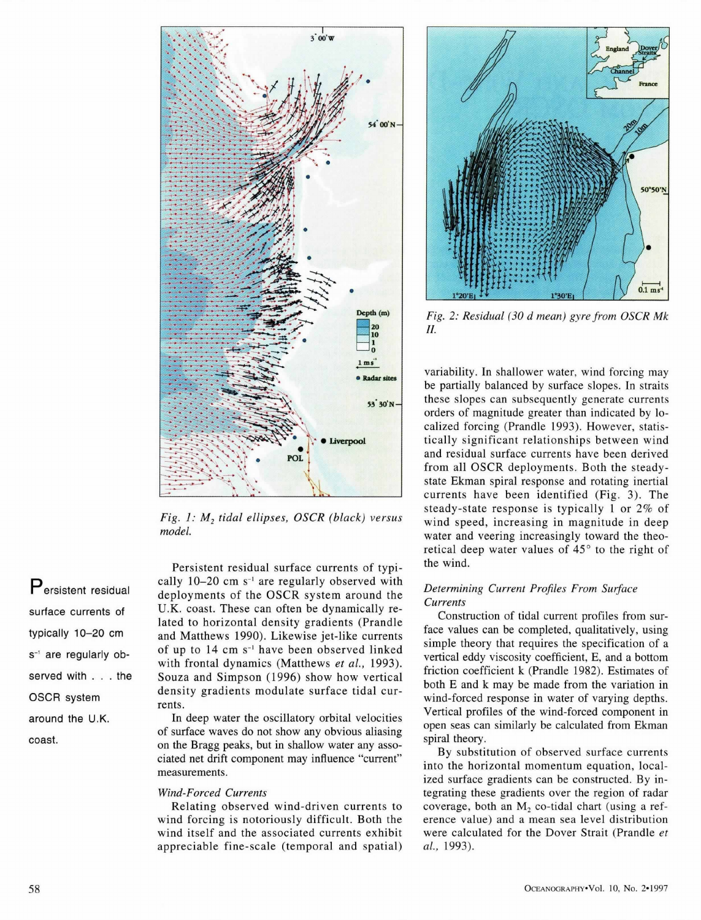Fig. 1: $M_2$ tidal ellipses, OSCR (black) versus model.

Fig. 2: Residual (30 d mean) gyre from OSCR Mk II.

Persistent residual surface currents of typically 10–20 cm $s^{-1}$ are regularly observed with deployments of the OSCR system around the U.K. coast. These can often be dynamically related to horizontal density gradients (Prandle and Matthews 1990). Likewise jet-like currents of up to 14 cm $s^{-1}$ have been observed linked with frontal dynamics (Matthews *et al.,* 1993). Souza and Simpson (1996) show how vertical density gradients modulate surface tidal currents.

> Persistent residual surface currents of typically 10–20 cm $s^{-1}$ are regularly observed with . . . the OSCR system around the U.K. coast.

In deep water the oscillatory orbital velocities of surface waves do not show any obvious aliasing on the Bragg peaks, but in shallow water any associated net drift component may influence "current" measurements.

*Wind-Forced Currents*

Relating observed wind-driven currents to wind forcing is notoriously difficult. Both the wind itself and the associated currents exhibit appreciable fine-scale (temporal and spatial) variability. In shallower water, wind forcing may be partially balanced by surface slopes. In straits these slopes can subsequently generate currents orders of magnitude greater than indicated by localized forcing (Prandle 1993). However, statistically significant relationships between wind and residual surface currents have been derived from all OSCR deployments. Both the steady-state Ekman spiral response and rotating inertial currents have been identified (Fig. 3). The steady-state response is typically 1 or 2% of wind speed, increasing in magnitude in deep water and veering increasingly toward the theoretical deep water values of 45° to the right of the wind.

*Determining Current Profiles From Surface Currents*

Construction of tidal current profiles from surface values can be completed, qualitatively, using simple theory that requires the specification of a vertical eddy viscosity coefficient, E, and a bottom friction coefficient k (Prandle 1982). Estimates of both E and k may be made from the variation in wind-forced response in water of varying depths. Vertical profiles of the wind-forced component in open seas can similarly be calculated from Ekman spiral theory.

By substitution of observed surface currents into the horizontal momentum equation, localized surface gradients can be constructed. By integrating these gradients over the region of radar coverage, both an $M_2$ co-tidal chart (using a reference value) and a mean sea level distribution were calculated for the Dover Strait (Prandle *et al.,* 1993).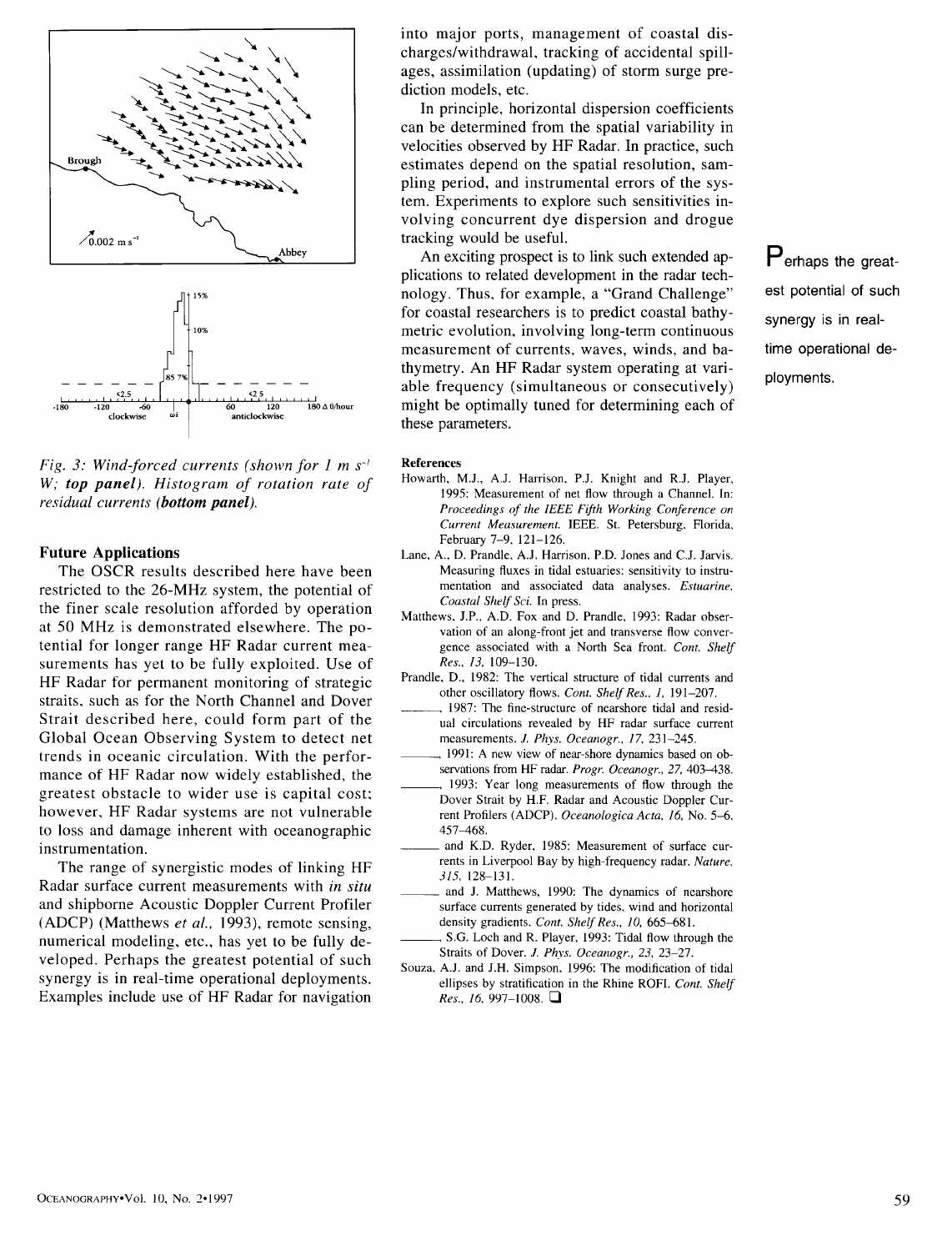Brough

$0.002 \text{ m s}^{-1}$

Abbey

15%

10%

85 7%

<2.5

<2.5

-180 -120 -60 ωi 60 120 180 Δ θ/hour

clockwise anticlockwise

*Fig. 3: Wind-forced currents (shown for 1 m s$^{-1}$ W; **top panel**). Histogram of rotation rate of residual currents (**bottom panel**).*

### Future Applications

The OSCR results described here have been restricted to the 26-MHz system, the potential of the finer scale resolution afforded by operation at 50 MHz is demonstrated elsewhere. The potential for longer range HF Radar current measurements has yet to be fully exploited. Use of HF Radar for permanent monitoring of strategic straits, such as for the North Channel and Dover Strait described here, could form part of the Global Ocean Observing System to detect net trends in oceanic circulation. With the performance of HF Radar now widely established, the greatest obstacle to wider use is capital cost; however, HF Radar systems are not vulnerable to loss and damage inherent with oceanographic instrumentation.

The range of synergistic modes of linking HF Radar surface current measurements with *in situ* and shipborne Acoustic Doppler Current Profiler (ADCP) (Matthews *et al.*, 1993), remote sensing, numerical modeling, etc., has yet to be fully developed. Perhaps the greatest potential of such synergy is in real-time operational deployments. Examples include use of HF Radar for navigation into major ports, management of coastal discharges/withdrawal, tracking of accidental spillages, assimilation (updating) of storm surge prediction models, etc.

In principle, horizontal dispersion coefficients can be determined from the spatial variability in velocities observed by HF Radar. In practice, such estimates depend on the spatial resolution, sampling period, and instrumental errors of the system. Experiments to explore such sensitivities involving concurrent dye dispersion and drogue tracking would be useful.

An exciting prospect is to link such extended applications to related development in the radar technology. Thus, for example, a "Grand Challenge" for coastal researchers is to predict coastal bathymetric evolution, involving long-term continuous measurement of currents, waves, winds, and bathymetry. An HF Radar system operating at variable frequency (simultaneous or consecutively) might be optimally tuned for determining each of these parameters.

Perhaps the greatest potential of such synergy is in real-time operational deployments.

#### References

Howarth, M.J., A.J. Harrison, P.J. Knight and R.J. Player, 1995: Measurement of net flow through a Channel. In: *Proceedings of the IEEE Fifth Working Conference on Current Measurement.* IEEE. St. Petersburg, Florida, February 7–9, 121–126.

Lane, A., D. Prandle, A.J. Harrison, P.D. Jones and C.J. Jarvis. Measuring fluxes in tidal estuaries: sensitivity to instrumentation and associated data analyses. *Estuarine, Coastal Shelf Sci.* In press.

Matthews, J.P., A.D. Fox and D. Prandle, 1993: Radar observation of an along-front jet and transverse flow convergence associated with a North Sea front. *Cont. Shelf Res., 13,* 109–130.

Prandle, D., 1982: The vertical structure of tidal currents and other oscillatory flows. *Cont. Shelf Res., 1,* 191–207.

———, 1987: The fine-structure of nearshore tidal and residual circulations revealed by HF radar surface current measurements. *J. Phys. Oceanogr., 17,* 231–245.

———, 1991: A new view of near-shore dynamics based on observations from HF radar. *Progr. Oceanogr., 27,* 403–438.

———, 1993: Year long measurements of flow through the Dover Strait by H.F. Radar and Acoustic Doppler Current Profilers (ADCP). *Oceanologica Acta, 16,* No. 5–6, 457–468.

——— and K.D. Ryder, 1985: Measurement of surface currents in Liverpool Bay by high-frequency radar. *Nature, 315,* 128–131.

——— and J. Matthews, 1990: The dynamics of nearshore surface currents generated by tides, wind and horizontal density gradients. *Cont. Shelf Res., 10,* 665–681.

———, S.G. Loch and R. Player, 1993: Tidal flow through the Straits of Dover. *J. Phys. Oceanogr., 23,* 23–27.

Souza, A.J. and J.H. Simpson, 1996: The modification of tidal ellipses by stratification in the Rhine ROFI. *Cont. Shelf Res., 16,* 997–1008. ❑